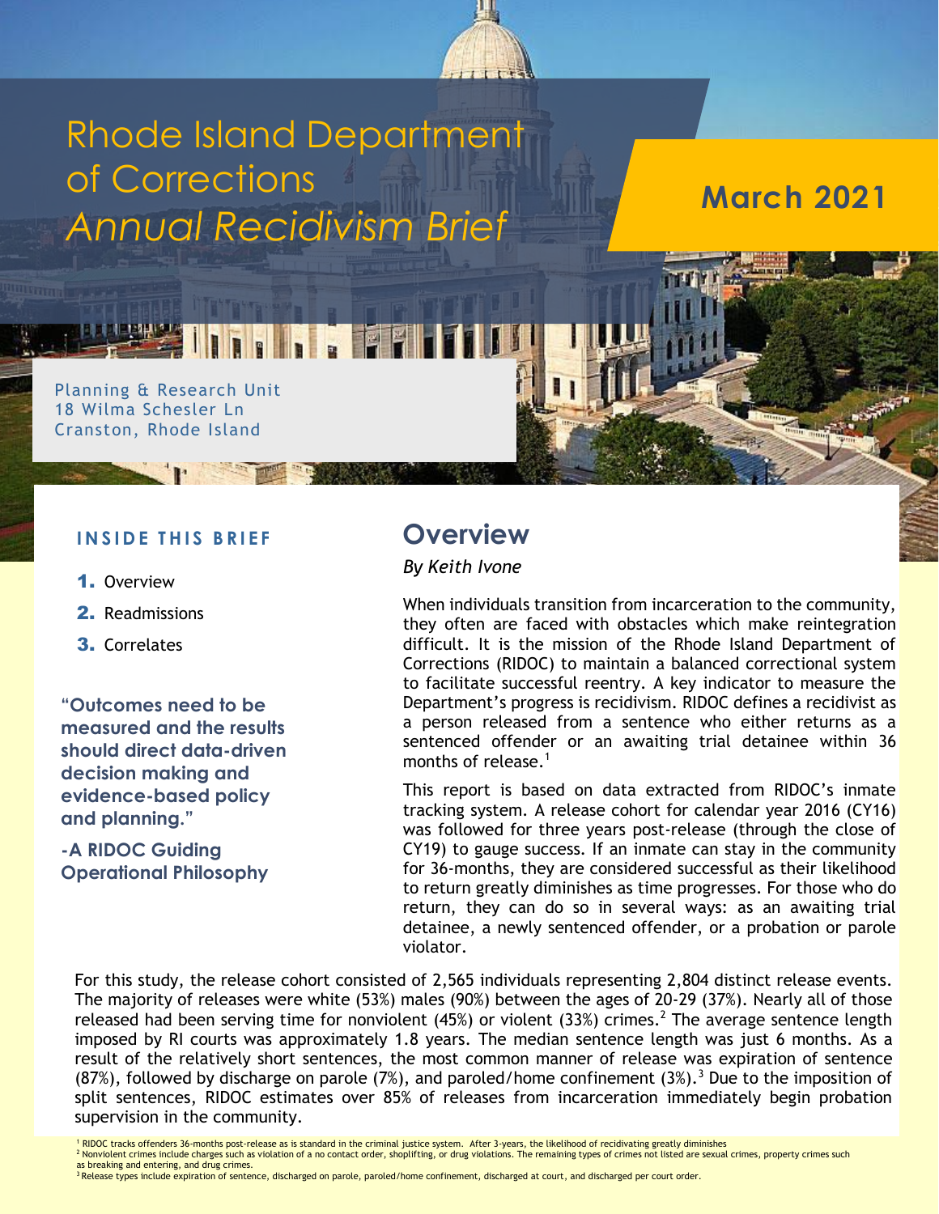# Rhode Island Department of Corrections *Annual Recidivism Brief*

**March 2021**

Planning & Research Unit
18 Wilma Schesler Ln
Cranston, Rhode Island

### INSIDE THIS BRIEF

1. Overview
2. Readmissions
3. Correlates

**“Outcomes need to be measured and the results should direct data-driven decision making and evidence-based policy and planning.”**

**-A RIDOC Guiding Operational Philosophy**

## Overview

*By Keith Ivone*

When individuals transition from incarceration to the community, they often are faced with obstacles which make reintegration difficult. It is the mission of the Rhode Island Department of Corrections (RIDOC) to maintain a balanced correctional system to facilitate successful reentry. A key indicator to measure the Department’s progress is recidivism. RIDOC defines a recidivist as a person released from a sentence who either returns as a sentenced offender or an awaiting trial detainee within 36 months of release.[1]

This report is based on data extracted from RIDOC’s inmate tracking system. A release cohort for calendar year 2016 (CY16) was followed for three years post-release (through the close of CY19) to gauge success. If an inmate can stay in the community for 36-months, they are considered successful as their likelihood to return greatly diminishes as time progresses. For those who do return, they can do so in several ways: as an awaiting trial detainee, a newly sentenced offender, or a probation or parole violator.

For this study, the release cohort consisted of 2,565 individuals representing 2,804 distinct release events. The majority of releases were white (53%) males (90%) between the ages of 20-29 (37%). Nearly all of those released had been serving time for nonviolent (45%) or violent (33%) crimes.[2] The average sentence length imposed by RI courts was approximately 1.8 years. The median sentence length was just 6 months. As a result of the relatively short sentences, the most common manner of release was expiration of sentence (87%), followed by discharge on parole (7%), and paroled/home confinement (3%).[3] Due to the imposition of split sentences, RIDOC estimates over 85% of releases from incarceration immediately begin probation supervision in the community.

[1] RIDOC tracks offenders 36-months post-release as is standard in the criminal justice system. After 3-years, the likelihood of recidivating greatly diminishes

[2] Nonviolent crimes include charges such as violation of a no contact order, shoplifting, or drug violations. The remaining types of crimes not listed are sexual crimes, property crimes such as breaking and entering, and drug crimes.

[3] Release types include expiration of sentence, discharged on parole, paroled/home confinement, discharged at court, and discharged per court order.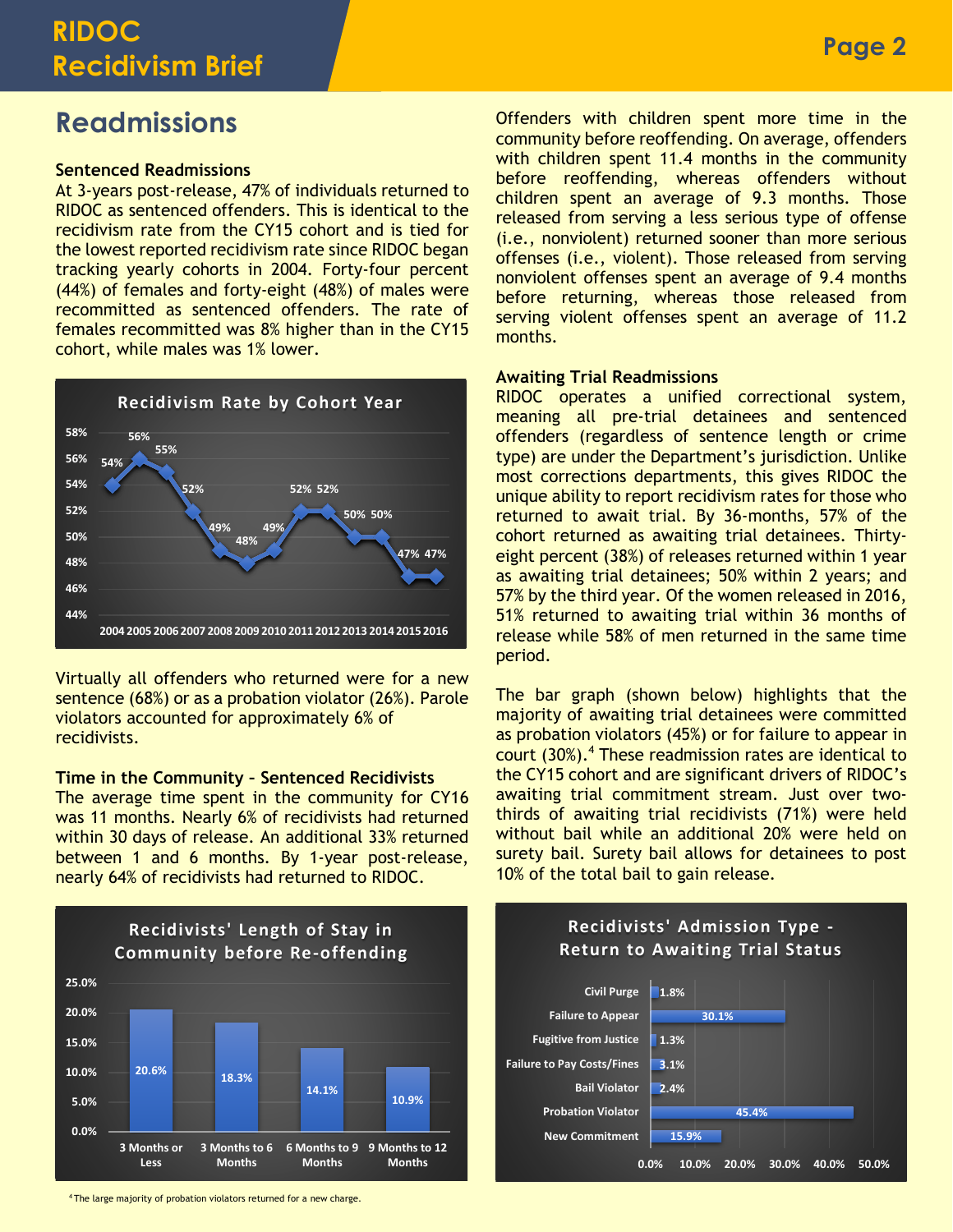## Readmissions

**Sentenced Readmissions**

At 3-years post-release, 47% of individuals returned to RIDOC as sentenced offenders. This is identical to the recidivism rate from the CY15 cohort and is tied for the lowest reported recidivism rate since RIDOC began tracking yearly cohorts in 2004. Forty-four percent (44%) of females and forty-eight (48%) of males were recommitted as sentenced offenders. The rate of females recommitted was 8% higher than in the CY15 cohort, while males was 1% lower.

Recidivism Rate by Cohort Year

58%
56%
54%
52%
50%
48%
46%
44%

54% 56% 55% 52% 49% 48% 49% 52% 52% 50% 50% 47% 47%

2004 2005 2006 2007 2008 2009 2010 2011 2012 2013 2014 2015 2016

Virtually all offenders who returned were for a new sentence (68%) or as a probation violator (26%). Parole violators accounted for approximately 6% of recidivists.

**Time in the Community - Sentenced Recidivists**

The average time spent in the community for CY16 was 11 months. Nearly 6% of recidivists had returned within 30 days of release. An additional 33% returned between 1 and 6 months. By 1-year post-release, nearly 64% of recidivists had returned to RIDOC.

Recidivists' Length of Stay in Community before Re-offending

25.0%
20.0%
15.0%
10.0%
5.0%
0.0%

20.6% 18.3% 14.1% 10.9%

3 Months or Less
3 Months to 6 Months
6 Months to 9 Months
9 Months to 12 Months

Offenders with children spent more time in the community before reoffending. On average, offenders with children spent 11.4 months in the community before reoffending, whereas offenders without children spent an average of 9.3 months. Those released from serving a less serious type of offense (i.e., nonviolent) returned sooner than more serious offenses (i.e., violent). Those released from serving nonviolent offenses spent an average of 9.4 months before returning, whereas those released from serving violent offenses spent an average of 11.2 months.

**Awaiting Trial Readmissions**

RIDOC operates a unified correctional system, meaning all pre-trial detainees and sentenced offenders (regardless of sentence length or crime type) are under the Department's jurisdiction. Unlike most corrections departments, this gives RIDOC the unique ability to report recidivism rates for those who returned to await trial. By 36-months, 57% of the cohort returned as awaiting trial detainees. Thirty-eight percent (38%) of releases returned within 1 year as awaiting trial detainees; 50% within 2 years; and 57% by the third year. Of the women released in 2016, 51% returned to awaiting trial within 36 months of release while 58% of men returned in the same time period.

The bar graph (shown below) highlights that the majority of awaiting trial detainees were committed as probation violators (45%) or for failure to appear in court (30%).[4] These readmission rates are identical to the CY15 cohort and are significant drivers of RIDOC's awaiting trial commitment stream. Just over two-thirds of awaiting trial recidivists (71%) were held without bail while an additional 20% were held on surety bail. Surety bail allows for detainees to post 10% of the total bail to gain release.

Recidivists' Admission Type - Return to Awaiting Trial Status

Civil Purge 1.8%
Failure to Appear 30.1%
Fugitive from Justice 1.3%
Failure to Pay Costs/Fines 3.1%
Bail Violator 2.4%
Probation Violator 45.4%
New Commitment 15.9%

0.0% 10.0% 20.0% 30.0% 40.0% 50.0%

[4] The large majority of probation violators returned for a new charge.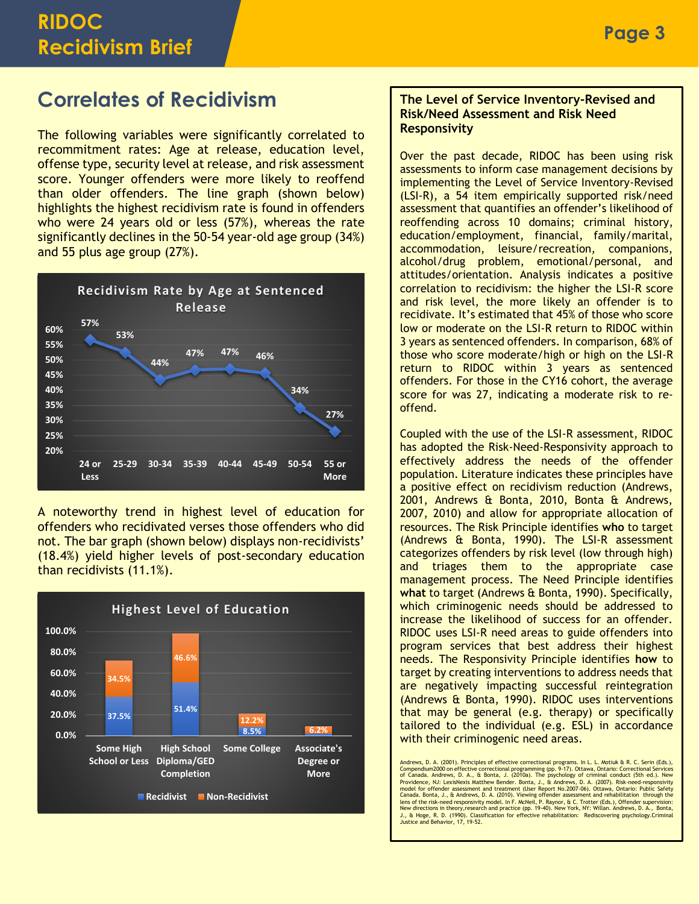## Correlates of Recidivism

The following variables were significantly correlated to recommitment rates: Age at release, education level, offense type, security level at release, and risk assessment score. Younger offenders were more likely to reoffend than older offenders. The line graph (shown below) highlights the highest recidivism rate is found in offenders who were 24 years old or less (57%), whereas the rate significantly declines in the 50-54 year-old age group (34%) and 55 plus age group (27%).

Recidivism Rate by Age at Sentenced Release

60%
55%
50%
45%
40%
35%
30%
25%
20%

57%
53%
44%
47%
47%
46%
34%
27%

24 or Less
25-29
30-34
35-39
40-44
45-49
50-54
55 or More

A noteworthy trend in highest level of education for offenders who recidivated verses those offenders who did not. The bar graph (shown below) displays non-recidivists' (18.4%) yield higher levels of post-secondary education than recidivists (11.1%).

Highest Level of Education

100.0%
80.0%
60.0%
40.0%
20.0%
0.0%

34.5%
37.5%
46.6%
51.4%
12.2%
8.5%
6.2%

Some High School or Less
High School Diploma/GED Completion
Some College
Associate's Degree or More

Recidivist
Non-Recidivist

### The Level of Service Inventory-Revised and Risk/Need Assessment and Risk Need Responsivity

Over the past decade, RIDOC has been using risk assessments to inform case management decisions by implementing the Level of Service Inventory-Revised (LSI-R), a 54 item empirically supported risk/need assessment that quantifies an offender's likelihood of reoffending across 10 domains; criminal history, education/employment, financial, family/marital, accommodation, leisure/recreation, companions, alcohol/drug problem, emotional/personal, and attitudes/orientation. Analysis indicates a positive correlation to recidivism: the higher the LSI-R score and risk level, the more likely an offender is to recidivate. It's estimated that 45% of those who score low or moderate on the LSI-R return to RIDOC within 3 years as sentenced offenders. In comparison, 68% of those who score moderate/high or high on the LSI-R return to RIDOC within 3 years as sentenced offenders. For those in the CY16 cohort, the average score for was 27, indicating a moderate risk to re-offend.

Coupled with the use of the LSI-R assessment, RIDOC has adopted the Risk-Need-Responsivity approach to effectively address the needs of the offender population. Literature indicates these principles have a positive effect on recidivism reduction (Andrews, 2001, Andrews & Bonta, 2010, Bonta & Andrews, 2007, 2010) and allow for appropriate allocation of resources. The Risk Principle identifies **who** to target (Andrews & Bonta, 1990). The LSI-R assessment categorizes offenders by risk level (low through high) and triages them to the appropriate case management process. The Need Principle identifies **what** to target (Andrews & Bonta, 1990). Specifically, which criminogenic needs should be addressed to increase the likelihood of success for an offender. RIDOC uses LSI-R need areas to guide offenders into program services that best address their highest needs. The Responsivity Principle identifies **how** to target by creating interventions to address needs that are negatively impacting successful reintegration (Andrews & Bonta, 1990). RIDOC uses interventions that may be general (e.g. therapy) or specifically tailored to the individual (e.g. ESL) in accordance with their criminogenic need areas.

Andrews, D. A. (2001). Principles of effective correctional programs. In L. L. Motiuk & R. C. Serin (Eds.), Compendium2000 on effective correctional programming (pp. 9-17). Ottawa, Ontario: Correctional Services of Canada. Andrews, D. A., & Bonta, J. (2010a). The psychology of criminal conduct (5th ed.). New Providence, NJ: LexisNexis Matthew Bender. Bonta, J., & Andrews, D. A. (2007). Risk-need-responsivity model for offender assessment and treatment (User Report No.2007-06). Ottawa, Ontario: Public Safety Canada. Bonta, J., & Andrews, D. A. (2010). Viewing offender assessment and rehabilitation through the lens of the risk-need responsivity model. In F. McNeil, P. Raynor, & C. Trotter (Eds.), Offender supervision: New directions in theory,research and practice (pp. 19-40). New York, NY: Willan. Andrews, D. A., Bonta, J., & Hoge, R. D. (1990). Classification for effective rehabilitation: Rediscovering psychology.Criminal Justice and Behavior, 17, 19-52.